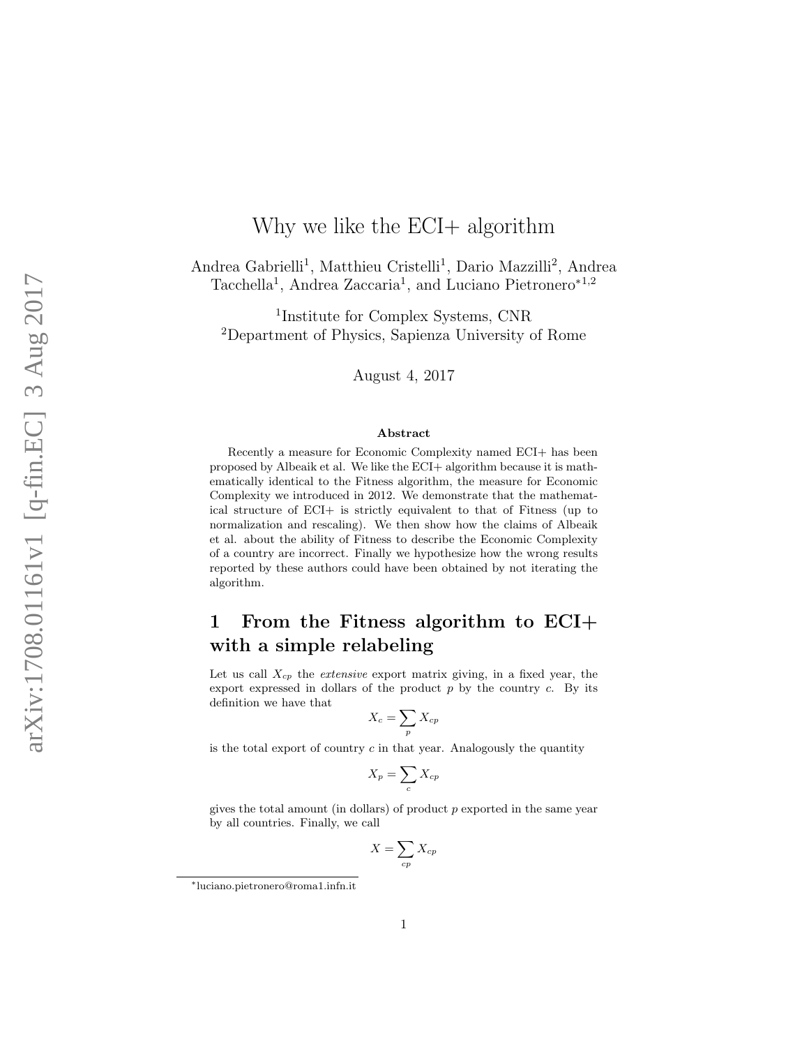# Why we like the ECI+ algorithm

Andrea Gabrielli[1], Matthieu Cristelli[1], Dario Mazzilli[2], Andrea Tacchella[1], Andrea Zaccaria[1], and Luciano Pietronero[*1,2]

[1]Institute for Complex Systems, CNR
[2]Department of Physics, Sapienza University of Rome

August 4, 2017

### Abstract

Recently a measure for Economic Complexity named ECI+ has been proposed by Albeaik et al. We like the ECI+ algorithm because it is mathematically identical to the Fitness algorithm, the measure for Economic Complexity we introduced in 2012. We demonstrate that the mathematical structure of ECI+ is strictly equivalent to that of Fitness (up to normalization and rescaling). We then show how the claims of Albeaik et al. about the ability of Fitness to describe the Economic Complexity of a country are incorrect. Finally we hypothesize how the wrong results reported by these authors could have been obtained by not iterating the algorithm.

## 1 From the Fitness algorithm to ECI+ with a simple relabeling

Let us call $X_{cp}$ the *extensive* export matrix giving, in a fixed year, the export expressed in dollars of the product $p$ by the country $c$. By its definition we have that

$$X_c = \sum_p X_{cp}$$

is the total export of country $c$ in that year. Analogously the quantity

$$X_p = \sum_c X_{cp}$$

gives the total amount (in dollars) of product $p$ exported in the same year by all countries. Finally, we call

$$X = \sum_{cp} X_{cp}$$

*luciano.pietronero@roma1.infn.it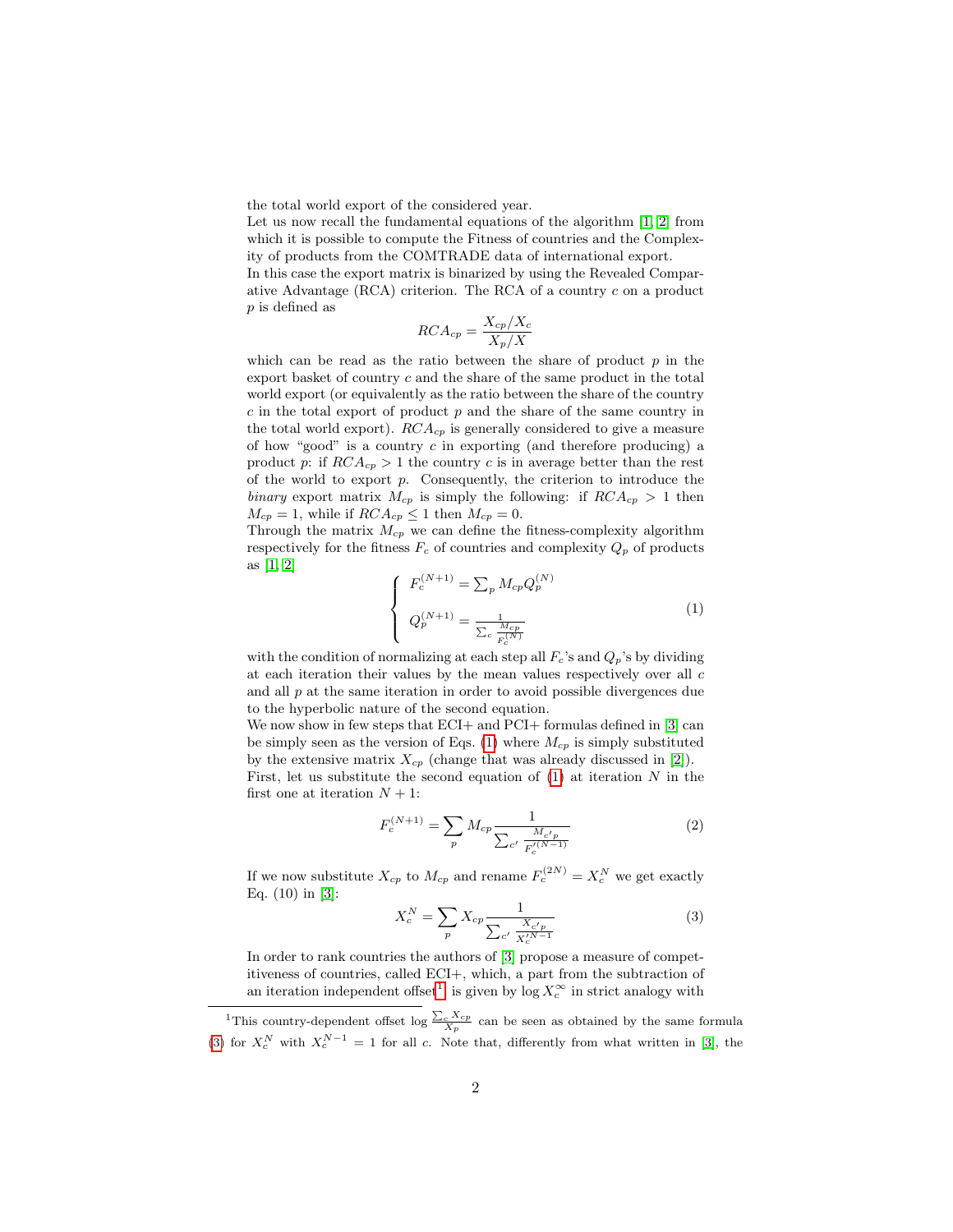the total world export of the considered year.

Let us now recall the fundamental equations of the algorithm [1, 2] from which it is possible to compute the Fitness of countries and the Complexity of products from the COMTRADE data of international export.

In this case the export matrix is binarized by using the Revealed Comparative Advantage (RCA) criterion. The RCA of a country $c$ on a product $p$ is defined as

$$RCA_{cp} = \frac{X_{cp}/X_c}{X_p/X}$$

which can be read as the ratio between the share of product $p$ in the export basket of country $c$ and the share of the same product in the total world export (or equivalently as the ratio between the share of the country $c$ in the total export of product $p$ and the share of the same country in the total world export). $RCA_{cp}$ is generally considered to give a measure of how "good" is a country $c$ in exporting (and therefore producing) a product $p$: if $RCA_{cp} > 1$ the country $c$ is in average better than the rest of the world to export $p$. Consequently, the criterion to introduce the *binary* export matrix $M_{cp}$ is simply the following: if $RCA_{cp} > 1$ then $M_{cp} = 1$, while if $RCA_{cp} \leq 1$ then $M_{cp} = 0$.

Through the matrix $M_{cp}$ we can define the fitness-complexity algorithm respectively for the fitness $F_c$ of countries and complexity $Q_p$ of products as [1, 2]

$$\begin{cases} F_c^{(N+1)} = \sum_p M_{cp} Q_p^{(N)} \\ \\ Q_p^{(N+1)} = \frac{1}{\sum_c \frac{M_{cp}}{F_c^{(N)}}} \end{cases} \tag{1}$$

with the condition of normalizing at each step all $F_c$'s and $Q_p$'s by dividing at each iteration their values by the mean values respectively over all $c$ and all $p$ at the same iteration in order to avoid possible divergences due to the hyperbolic nature of the second equation.

We now show in few steps that ECI+ and PCI+ formulas defined in [3] can be simply seen as the version of Eqs. (1) where $M_{cp}$ is simply substituted by the extensive matrix $X_{cp}$ (change that was already discussed in [2]).

First, let us substitute the second equation of (1) at iteration $N$ in the first one at iteration $N+1$:

$$F_c^{(N+1)} = \sum_p M_{cp} \frac{1}{\sum_{c'} \frac{M_{c'p}}{F_c'^{(N-1)}}} \tag{2}$$

If we now substitute $X_{cp}$ to $M_{cp}$ and rename $F_c^{(2N)} = X_c^N$ we get exactly Eq. (10) in [3]:

$$X_c^N = \sum_p X_{cp} \frac{1}{\sum_{c'} \frac{X_{c'p}}{X_c'^{N-1}}} \tag{3}$$

In order to rank countries the authors of [3] propose a measure of competitiveness of countries, called ECI+, which, a part from the subtraction of an iteration independent offset[1] is given by $\log X_c^\infty$ in strict analogy with

[1] This country-dependent offset $\log \frac{\sum_c X_{cp}}{X_p}$ can be seen as obtained by the same formula (3) for $X_c^N$ with $X_c^{N-1} = 1$ for all $c$. Note that, differently from what written in [3], the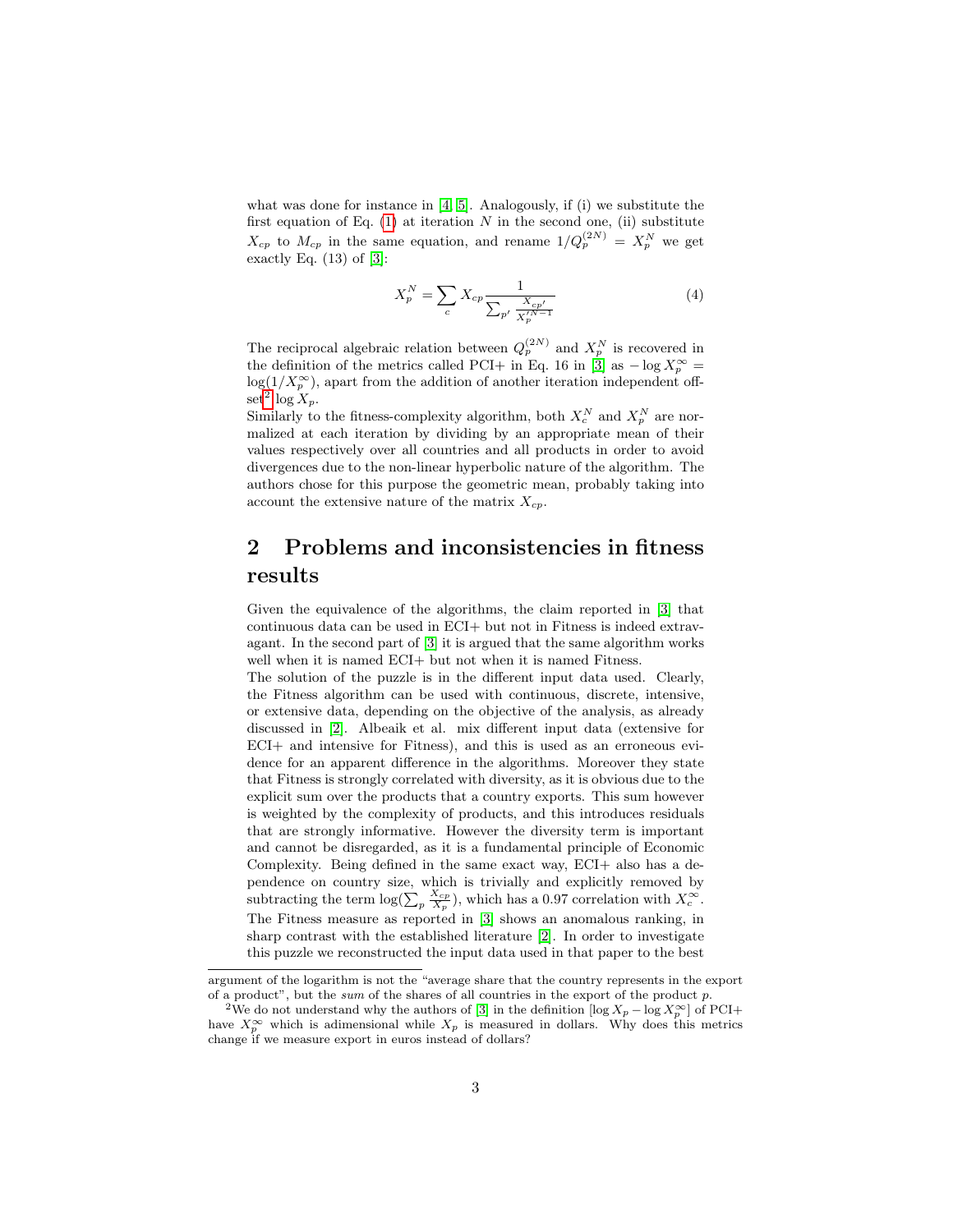what was done for instance in [4, 5]. Analogously, if (i) we substitute the first equation of Eq. (1) at iteration $N$ in the second one, (ii) substitute $X_{cp}$ to $M_{cp}$ in the same equation, and rename $1/Q_p^{(2N)} = X_p^N$ we get exactly Eq. (13) of [3]:

$$X_p^N = \sum_c X_{cp} \frac{1}{\sum_{p'} \frac{X_{cp'}}{X_p'^{N-1}}} \tag{4}$$

The reciprocal algebraic relation between $Q_p^{(2N)}$ and $X_p^N$ is recovered in the definition of the metrics called PCI+ in Eq. 16 in [3] as $-\log X_p^\infty = \log(1/X_p^\infty)$, apart from the addition of another iteration independent offset[2] $\log X_p$.

Similarly to the fitness-complexity algorithm, both $X_c^N$ and $X_p^N$ are normalized at each iteration by dividing by an appropriate mean of their values respectively over all countries and all products in order to avoid divergences due to the non-linear hyperbolic nature of the algorithm. The authors chose for this purpose the geometric mean, probably taking into account the extensive nature of the matrix $X_{cp}$.

## 2 Problems and inconsistencies in fitness results

Given the equivalence of the algorithms, the claim reported in [3] that continuous data can be used in ECI+ but not in Fitness is indeed extravagant. In the second part of [3] it is argued that the same algorithm works well when it is named ECI+ but not when it is named Fitness.

The solution of the puzzle is in the different input data used. Clearly, the Fitness algorithm can be used with continuous, discrete, intensive, or extensive data, depending on the objective of the analysis, as already discussed in [2]. Albeaik et al. mix different input data (extensive for ECI+ and intensive for Fitness), and this is used as an erroneous evidence for an apparent difference in the algorithms. Moreover they state that Fitness is strongly correlated with diversity, as it is obvious due to the explicit sum over the products that a country exports. This sum however is weighted by the complexity of products, and this introduces residuals that are strongly informative. However the diversity term is important and cannot be disregarded, as it is a fundamental principle of Economic Complexity. Being defined in the same exact way, ECI+ also has a dependence on country size, which is trivially and explicitly removed by subtracting the term $\log(\sum_p \frac{X_{cp}}{X_p})$, which has a 0.97 correlation with $X_c^\infty$.

The Fitness measure as reported in [3] shows an anomalous ranking, in sharp contrast with the established literature [2]. In order to investigate this puzzle we reconstructed the input data used in that paper to the best

argument of the logarithm is not the "average share that the country represents in the export of a product", but the *sum* of the shares of all countries in the export of the product $p$.

[2] We do not understand why the authors of [3] in the definition $[\log X_p - \log X_p^\infty]$ of PCI+ have $X_p^\infty$ which is adimensional while $X_p$ is measured in dollars. Why does this metrics change if we measure export in euros instead of dollars?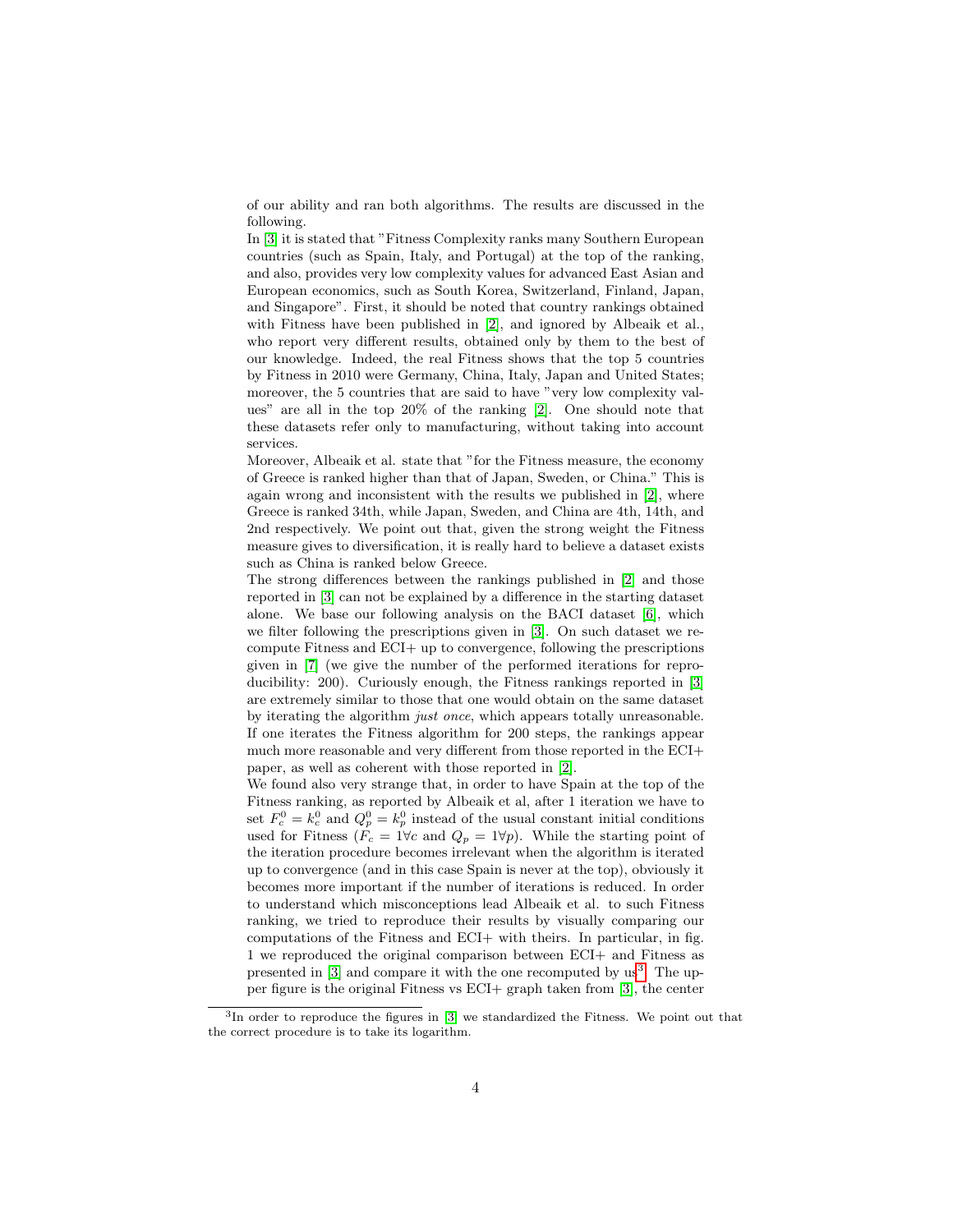of our ability and ran both algorithms. The results are discussed in the following.

In [3] it is stated that "Fitness Complexity ranks many Southern European countries (such as Spain, Italy, and Portugal) at the top of the ranking, and also, provides very low complexity values for advanced East Asian and European economics, such as South Korea, Switzerland, Finland, Japan, and Singapore". First, it should be noted that country rankings obtained with Fitness have been published in [2], and ignored by Albeaik et al., who report very different results, obtained only by them to the best of our knowledge. Indeed, the real Fitness shows that the top 5 countries by Fitness in 2010 were Germany, China, Italy, Japan and United States; moreover, the 5 countries that are said to have "very low complexity values" are all in the top 20% of the ranking [2]. One should note that these datasets refer only to manufacturing, without taking into account services.

Moreover, Albeaik et al. state that "for the Fitness measure, the economy of Greece is ranked higher than that of Japan, Sweden, or China." This is again wrong and inconsistent with the results we published in [2], where Greece is ranked 34th, while Japan, Sweden, and China are 4th, 14th, and 2nd respectively. We point out that, given the strong weight the Fitness measure gives to diversification, it is really hard to believe a dataset exists such as China is ranked below Greece.

The strong differences between the rankings published in [2] and those reported in [3] can not be explained by a difference in the starting dataset alone. We base our following analysis on the BACI dataset [6], which we filter following the prescriptions given in [3]. On such dataset we recompute Fitness and ECI+ up to convergence, following the prescriptions given in [7] (we give the number of the performed iterations for reproducibility: 200). Curiously enough, the Fitness rankings reported in [3] are extremely similar to those that one would obtain on the same dataset by iterating the algorithm *just once*, which appears totally unreasonable. If one iterates the Fitness algorithm for 200 steps, the rankings appear much more reasonable and very different from those reported in the ECI+ paper, as well as coherent with those reported in [2].

We found also very strange that, in order to have Spain at the top of the Fitness ranking, as reported by Albeaik et al, after 1 iteration we have to set $F_c^0 = k_c^0$ and $Q_p^0 = k_p^0$ instead of the usual constant initial conditions used for Fitness ($F_c = 1 \forall c$ and $Q_p = 1 \forall p$). While the starting point of the iteration procedure becomes irrelevant when the algorithm is iterated up to convergence (and in this case Spain is never at the top), obviously it becomes more important if the number of iterations is reduced. In order to understand which misconceptions lead Albeaik et al. to such Fitness ranking, we tried to reproduce their results by visually comparing our computations of the Fitness and ECI+ with theirs. In particular, in fig. 1 we reproduced the original comparison between ECI+ and Fitness as presented in [3] and compare it with the one recomputed by us[3]. The upper figure is the original Fitness vs ECI+ graph taken from [3], the center

[3]In order to reproduce the figures in [3] we standardized the Fitness. We point out that the correct procedure is to take its logarithm.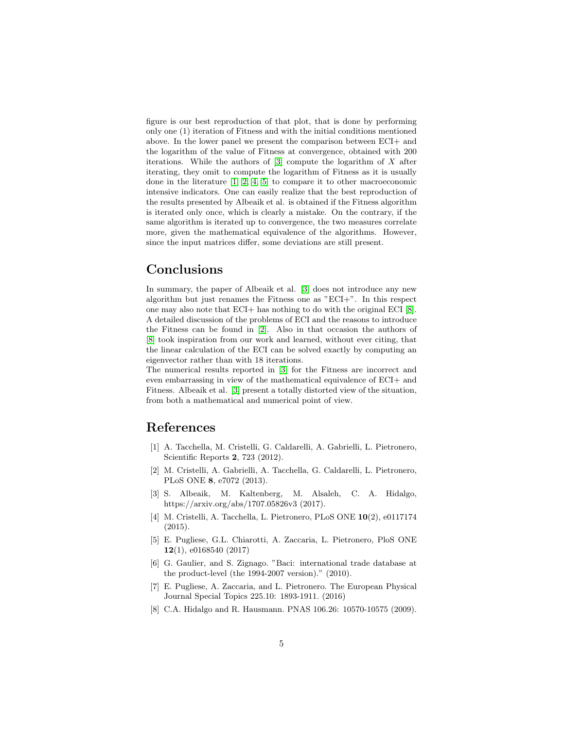figure is our best reproduction of that plot, that is done by performing only one (1) iteration of Fitness and with the initial conditions mentioned above. In the lower panel we present the comparison between ECI+ and the logarithm of the value of Fitness at convergence, obtained with 200 iterations. While the authors of [3] compute the logarithm of $X$ after iterating, they omit to compute the logarithm of Fitness as it is usually done in the literature [1, 2, 4, 5] to compare it to other macroeconomic intensive indicators. One can easily realize that the best reproduction of the results presented by Albeaik et al. is obtained if the Fitness algorithm is iterated only once, which is clearly a mistake. On the contrary, if the same algorithm is iterated up to convergence, the two measures correlate more, given the mathematical equivalence of the algorithms. However, since the input matrices differ, some deviations are still present.

# Conclusions

In summary, the paper of Albeaik et al. [3] does not introduce any new algorithm but just renames the Fitness one as "ECI+". In this respect one may also note that ECI+ has nothing to do with the original ECI [8]. A detailed discussion of the problems of ECI and the reasons to introduce the Fitness can be found in [2]. Also in that occasion the authors of [8] took inspiration from our work and learned, without ever citing, that the linear calculation of the ECI can be solved exactly by computing an eigenvector rather than with 18 iterations.
The numerical results reported in [3] for the Fitness are incorrect and even embarrassing in view of the mathematical equivalence of ECI+ and Fitness. Albeaik et al. [3] present a totally distorted view of the situation, from both a mathematical and numerical point of view.

# References

[1] A. Tacchella, M. Cristelli, G. Caldarelli, A. Gabrielli, L. Pietronero, Scientific Reports **2**, 723 (2012).

[2] M. Cristelli, A. Gabrielli, A. Tacchella, G. Caldarelli, L. Pietronero, PLoS ONE **8**, e7072 (2013).

[3] S. Albeaik, M. Kaltenberg, M. Alsaleh, C. A. Hidalgo, https://arxiv.org/abs/1707.05826v3 (2017).

[4] M. Cristelli, A. Tacchella, L. Pietronero, PLoS ONE **10**(2), e0117174 (2015).

[5] E. Pugliese, G.L. Chiarotti, A. Zaccaria, L. Pietronero, PloS ONE **12**(1), e0168540 (2017)

[6] G. Gaulier, and S. Zignago. "Baci: international trade database at the product-level (the 1994-2007 version)." (2010).

[7] E. Pugliese, A. Zaccaria, and L. Pietronero. The European Physical Journal Special Topics 225.10: 1893-1911. (2016)

[8] C.A. Hidalgo and R. Hausmann. PNAS 106.26: 10570-10575 (2009).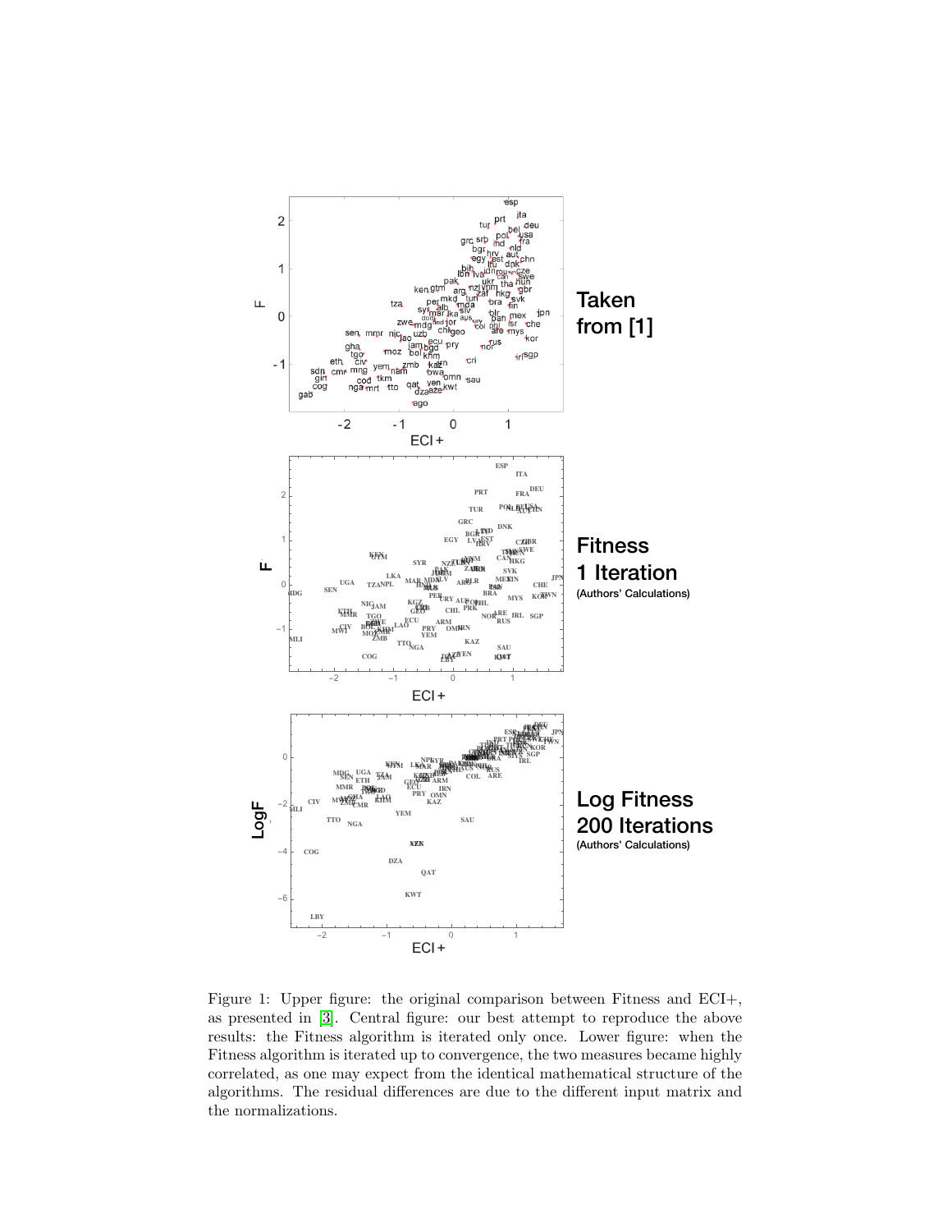Taken from [1]

Fitness
1 Iteration
(Authors' Calculations)

Log Fitness
200 Iterations
(Authors' Calculations)

Figure 1: Upper figure: the original comparison between Fitness and ECI+, as presented in [3]. Central figure: our best attempt to reproduce the above results: the Fitness algorithm is iterated only once. Lower figure: when the Fitness algorithm is iterated up to convergence, the two measures became highly correlated, as one may expect from the identical mathematical structure of the algorithms. The residual differences are due to the different input matrix and the normalizations.